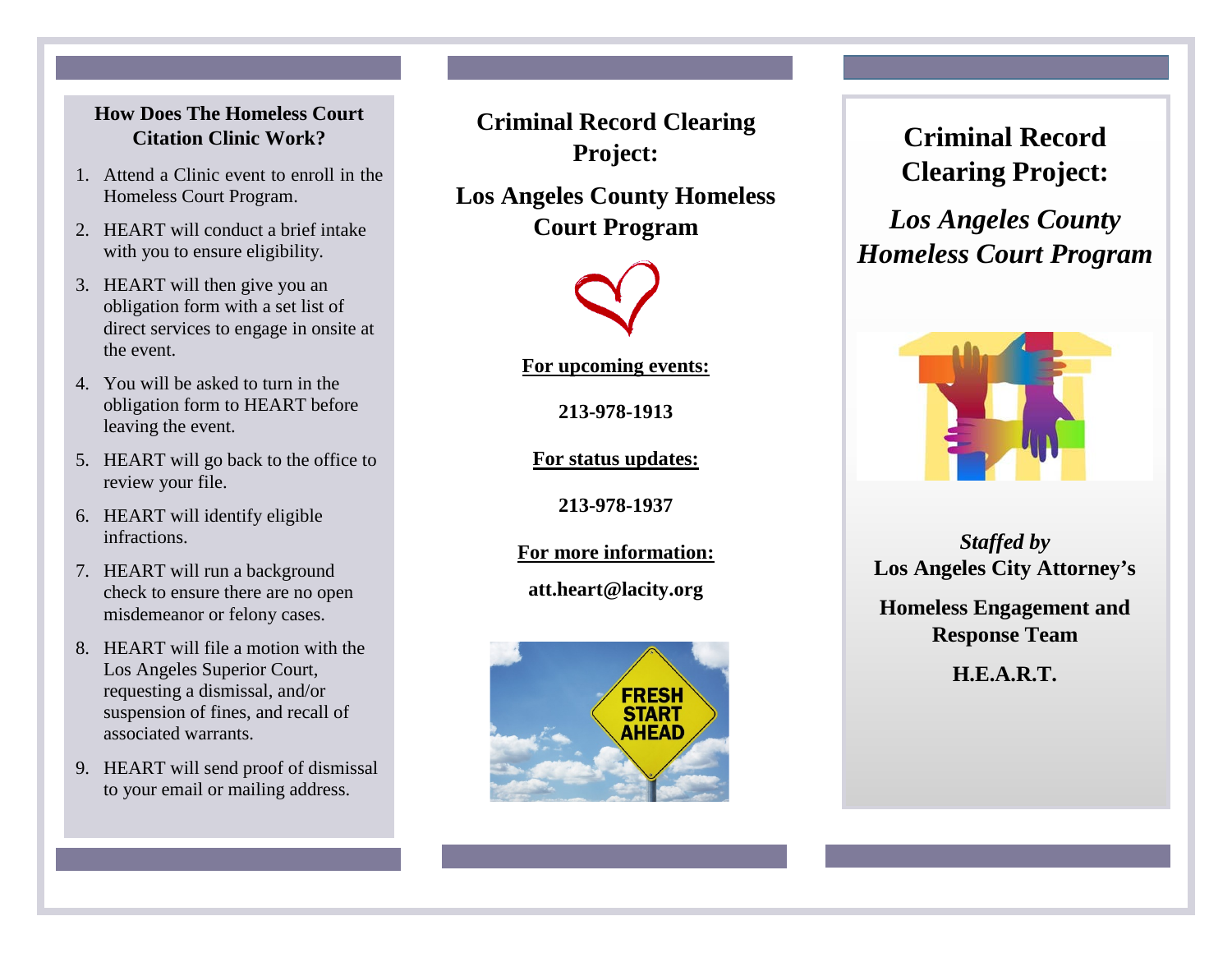## How Does The Homeless Court Citation Clinic Work?

1. Attend a Clinic event to enroll in the Homeless Court Program.
2. HEART will conduct a brief intake with you to ensure eligibility.
3. HEART will then give you an obligation form with a set list of direct services to engage in onsite at the event.
4. You will be asked to turn in the obligation form to HEART before leaving the event.
5. HEART will go back to the office to review your file.
6. HEART will identify eligible infractions.
7. HEART will run a background check to ensure there are no open misdemeanor or felony cases.
8. HEART will file a motion with the Los Angeles Superior Court, requesting a dismissal, and/or suspension of fines, and recall of associated warrants.
9. HEART will send proof of dismissal to your email or mailing address.

## Criminal Record Clearing Project:

## Los Angeles County Homeless Court Program

**For upcoming events:**

**213-978-1913**

**For status updates:**

**213-978-1937**

**For more information:**

**att.heart@lacity.org**

FRESH START AHEAD

# Criminal Record Clearing Project:

## *Los Angeles County Homeless Court Program*

***Staffed by***
**Los Angeles City Attorney's**

**Homeless Engagement and Response Team**

**H.E.A.R.T.**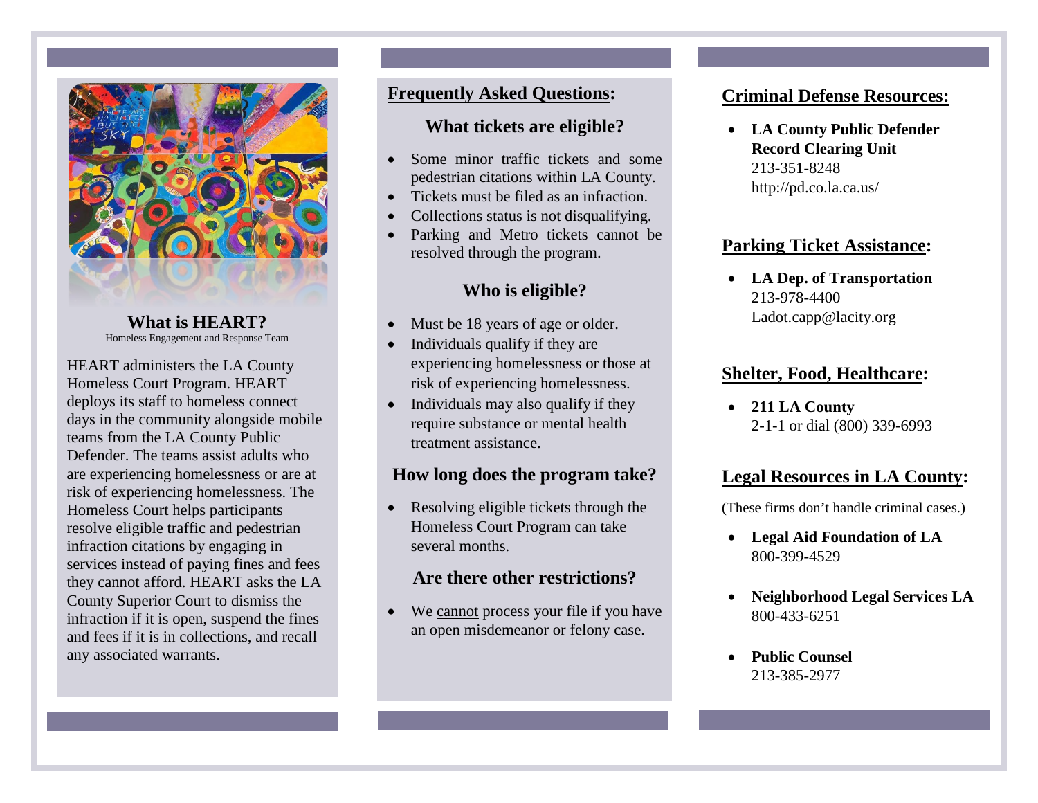## What is HEART?

Homeless Engagement and Response Team

HEART administers the LA County Homeless Court Program. HEART deploys its staff to homeless connect days in the community alongside mobile teams from the LA County Public Defender. The teams assist adults who are experiencing homelessness or are at risk of experiencing homelessness. The Homeless Court helps participants resolve eligible traffic and pedestrian infraction citations by engaging in services instead of paying fines and fees they cannot afford. HEART asks the LA County Superior Court to dismiss the infraction if it is open, suspend the fines and fees if it is in collections, and recall any associated warrants.

## Frequently Asked Questions:

### What tickets are eligible?

- Some minor traffic tickets and some pedestrian citations within LA County.
- Tickets must be filed as an infraction.
- Collections status is not disqualifying.
- Parking and Metro tickets cannot be resolved through the program.

### Who is eligible?

- Must be 18 years of age or older.
- Individuals qualify if they are experiencing homelessness or those at risk of experiencing homelessness.
- Individuals may also qualify if they require substance or mental health treatment assistance.

### How long does the program take?

- Resolving eligible tickets through the Homeless Court Program can take several months.

### Are there other restrictions?

- We cannot process your file if you have an open misdemeanor or felony case.

## Criminal Defense Resources:

- **LA County Public Defender Record Clearing Unit**
  213-351-8248
  http://pd.co.la.ca.us/

## Parking Ticket Assistance:

- **LA Dep. of Transportation**
  213-978-4400
  Ladot.capp@lacity.org

## Shelter, Food, Healthcare:

- **211 LA County**
  2-1-1 or dial (800) 339-6993

## Legal Resources in LA County:

(These firms don't handle criminal cases.)

- **Legal Aid Foundation of LA**
  800-399-4529

- **Neighborhood Legal Services LA**
  800-433-6251

- **Public Counsel**
  213-385-2977